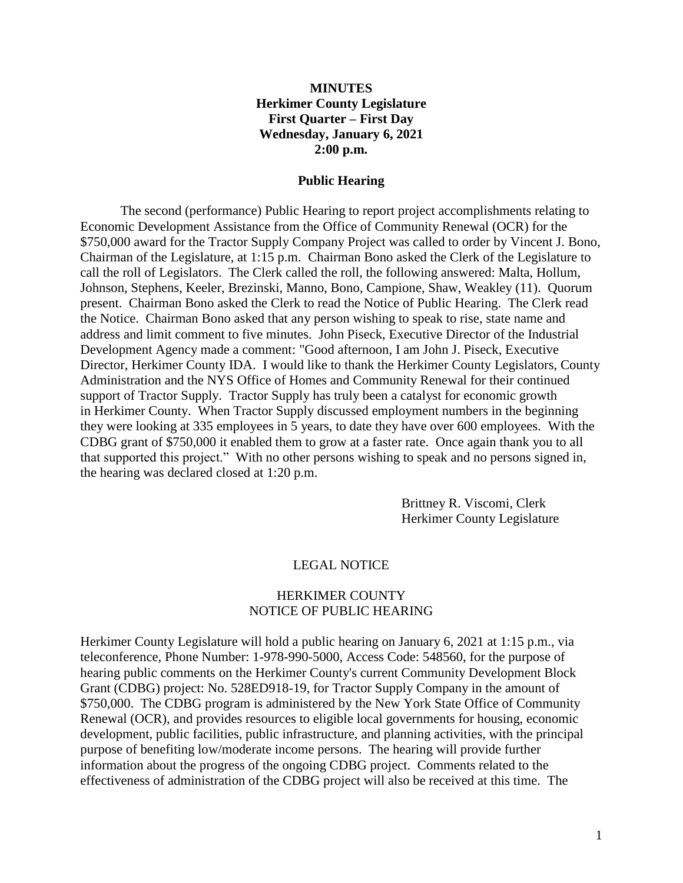**MINUTES**
**Herkimer County Legislature**
**First Quarter – First Day**
**Wednesday, January 6, 2021**
**2:00 p.m.**

**Public Hearing**

The second (performance) Public Hearing to report project accomplishments relating to Economic Development Assistance from the Office of Community Renewal (OCR) for the $750,000 award for the Tractor Supply Company Project was called to order by Vincent J. Bono, Chairman of the Legislature, at 1:15 p.m. Chairman Bono asked the Clerk of the Legislature to call the roll of Legislators. The Clerk called the roll, the following answered: Malta, Hollum, Johnson, Stephens, Keeler, Brezinski, Manno, Bono, Campione, Shaw, Weakley (11). Quorum present. Chairman Bono asked the Clerk to read the Notice of Public Hearing. The Clerk read the Notice. Chairman Bono asked that any person wishing to speak to rise, state name and address and limit comment to five minutes. John Piseck, Executive Director of the Industrial Development Agency made a comment: "Good afternoon, I am John J. Piseck, Executive Director, Herkimer County IDA. I would like to thank the Herkimer County Legislators, County Administration and the NYS Office of Homes and Community Renewal for their continued support of Tractor Supply. Tractor Supply has truly been a catalyst for economic growth in Herkimer County. When Tractor Supply discussed employment numbers in the beginning they were looking at 335 employees in 5 years, to date they have over 600 employees. With the CDBG grant of $750,000 it enabled them to grow at a faster rate. Once again thank you to all that supported this project." With no other persons wishing to speak and no persons signed in, the hearing was declared closed at 1:20 p.m.

Brittney R. Viscomi, Clerk
Herkimer County Legislature

LEGAL NOTICE

HERKIMER COUNTY
NOTICE OF PUBLIC HEARING

Herkimer County Legislature will hold a public hearing on January 6, 2021 at 1:15 p.m., via teleconference, Phone Number: 1-978-990-5000, Access Code: 548560, for the purpose of hearing public comments on the Herkimer County's current Community Development Block Grant (CDBG) project: No. 528ED918-19, for Tractor Supply Company in the amount of $750,000. The CDBG program is administered by the New York State Office of Community Renewal (OCR), and provides resources to eligible local governments for housing, economic development, public facilities, public infrastructure, and planning activities, with the principal purpose of benefiting low/moderate income persons. The hearing will provide further information about the progress of the ongoing CDBG project. Comments related to the effectiveness of administration of the CDBG project will also be received at this time. The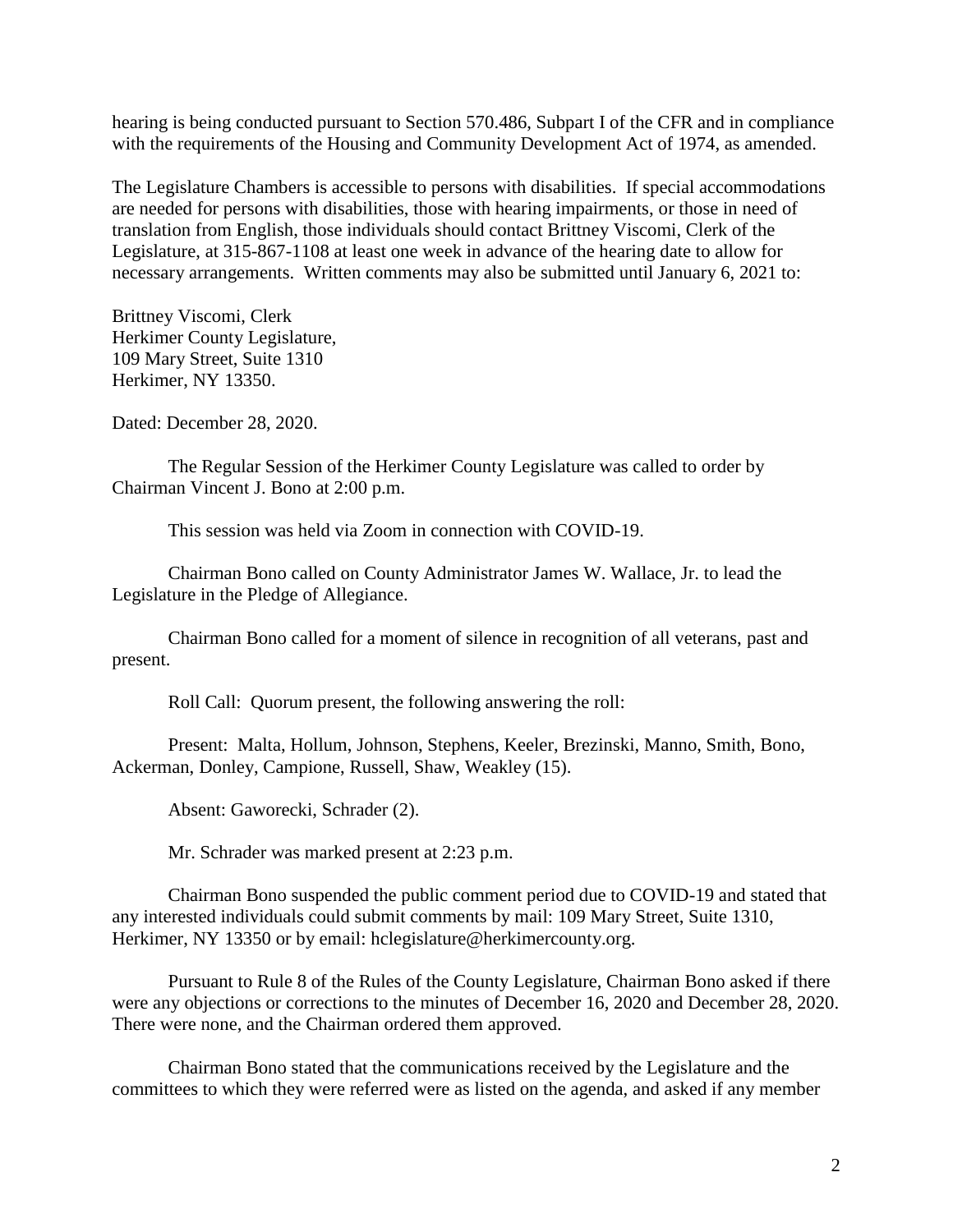hearing is being conducted pursuant to Section 570.486, Subpart I of the CFR and in compliance with the requirements of the Housing and Community Development Act of 1974, as amended.

The Legislature Chambers is accessible to persons with disabilities. If special accommodations are needed for persons with disabilities, those with hearing impairments, or those in need of translation from English, those individuals should contact Brittney Viscomi, Clerk of the Legislature, at 315-867-1108 at least one week in advance of the hearing date to allow for necessary arrangements. Written comments may also be submitted until January 6, 2021 to:

Brittney Viscomi, Clerk
Herkimer County Legislature,
109 Mary Street, Suite 1310
Herkimer, NY 13350.

Dated: December 28, 2020.

The Regular Session of the Herkimer County Legislature was called to order by Chairman Vincent J. Bono at 2:00 p.m.

This session was held via Zoom in connection with COVID-19.

Chairman Bono called on County Administrator James W. Wallace, Jr. to lead the Legislature in the Pledge of Allegiance.

Chairman Bono called for a moment of silence in recognition of all veterans, past and present.

Roll Call: Quorum present, the following answering the roll:

Present: Malta, Hollum, Johnson, Stephens, Keeler, Brezinski, Manno, Smith, Bono, Ackerman, Donley, Campione, Russell, Shaw, Weakley (15).

Absent: Gaworecki, Schrader (2).

Mr. Schrader was marked present at 2:23 p.m.

Chairman Bono suspended the public comment period due to COVID-19 and stated that any interested individuals could submit comments by mail: 109 Mary Street, Suite 1310, Herkimer, NY 13350 or by email: hclegislature@herkimercounty.org.

Pursuant to Rule 8 of the Rules of the County Legislature, Chairman Bono asked if there were any objections or corrections to the minutes of December 16, 2020 and December 28, 2020. There were none, and the Chairman ordered them approved.

Chairman Bono stated that the communications received by the Legislature and the committees to which they were referred were as listed on the agenda, and asked if any member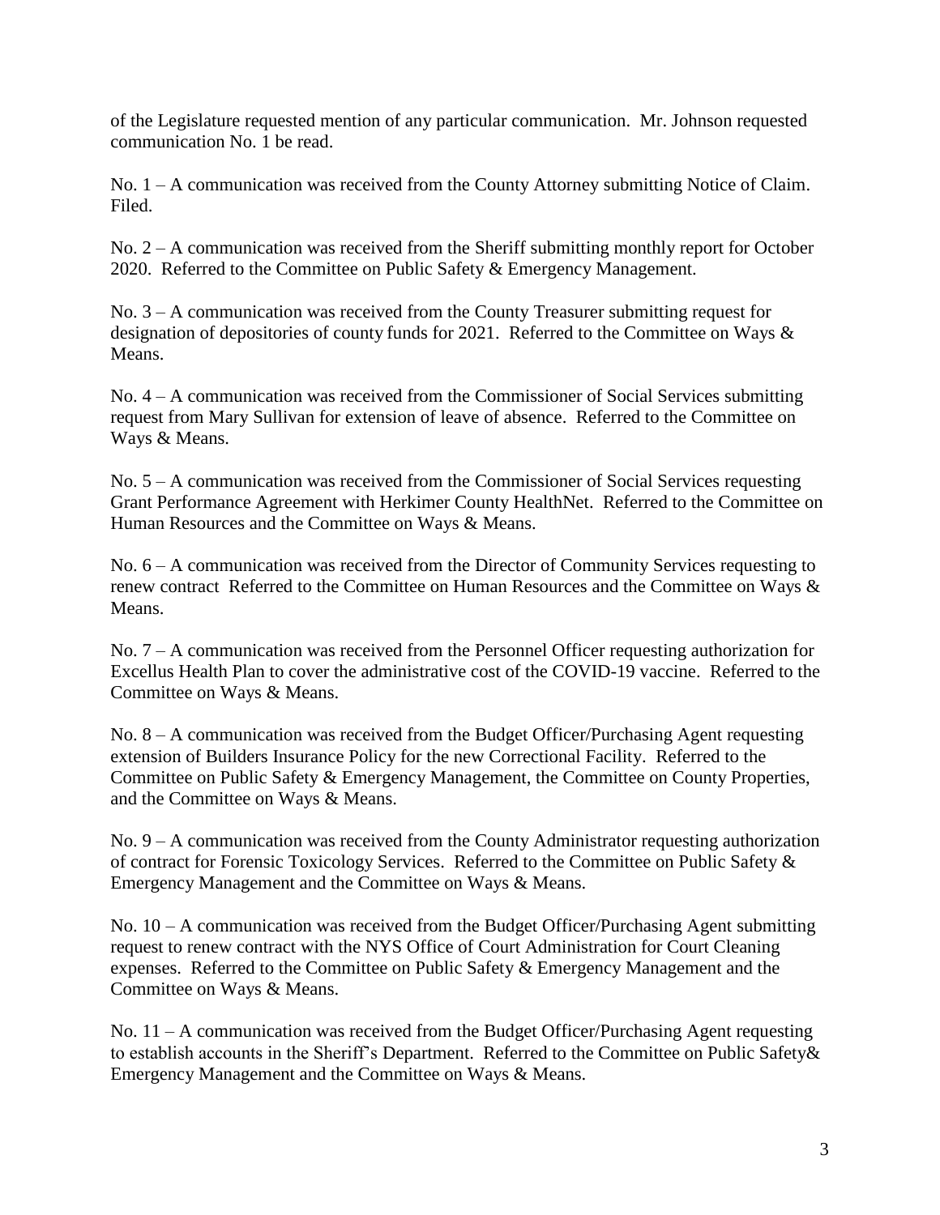of the Legislature requested mention of any particular communication. Mr. Johnson requested communication No. 1 be read.

No. 1 – A communication was received from the County Attorney submitting Notice of Claim. Filed.

No. 2 – A communication was received from the Sheriff submitting monthly report for October 2020. Referred to the Committee on Public Safety & Emergency Management.

No. 3 – A communication was received from the County Treasurer submitting request for designation of depositories of county funds for 2021. Referred to the Committee on Ways & Means.

No. 4 – A communication was received from the Commissioner of Social Services submitting request from Mary Sullivan for extension of leave of absence. Referred to the Committee on Ways & Means.

No. 5 – A communication was received from the Commissioner of Social Services requesting Grant Performance Agreement with Herkimer County HealthNet. Referred to the Committee on Human Resources and the Committee on Ways & Means.

No. 6 – A communication was received from the Director of Community Services requesting to renew contract Referred to the Committee on Human Resources and the Committee on Ways & Means.

No. 7 – A communication was received from the Personnel Officer requesting authorization for Excellus Health Plan to cover the administrative cost of the COVID-19 vaccine. Referred to the Committee on Ways & Means.

No. 8 – A communication was received from the Budget Officer/Purchasing Agent requesting extension of Builders Insurance Policy for the new Correctional Facility. Referred to the Committee on Public Safety & Emergency Management, the Committee on County Properties, and the Committee on Ways & Means.

No. 9 – A communication was received from the County Administrator requesting authorization of contract for Forensic Toxicology Services. Referred to the Committee on Public Safety & Emergency Management and the Committee on Ways & Means.

No. 10 – A communication was received from the Budget Officer/Purchasing Agent submitting request to renew contract with the NYS Office of Court Administration for Court Cleaning expenses. Referred to the Committee on Public Safety & Emergency Management and the Committee on Ways & Means.

No. 11 – A communication was received from the Budget Officer/Purchasing Agent requesting to establish accounts in the Sheriff's Department. Referred to the Committee on Public Safety& Emergency Management and the Committee on Ways & Means.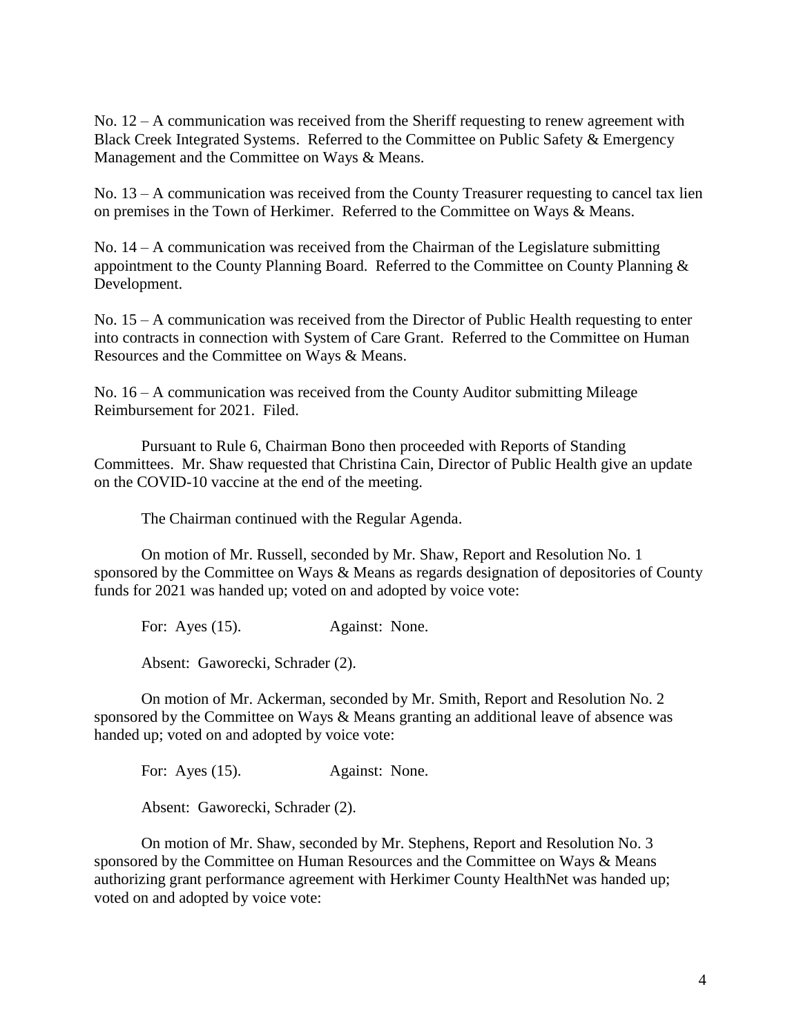No. 12 – A communication was received from the Sheriff requesting to renew agreement with Black Creek Integrated Systems. Referred to the Committee on Public Safety & Emergency Management and the Committee on Ways & Means.

No. 13 – A communication was received from the County Treasurer requesting to cancel tax lien on premises in the Town of Herkimer. Referred to the Committee on Ways & Means.

No. 14 – A communication was received from the Chairman of the Legislature submitting appointment to the County Planning Board. Referred to the Committee on County Planning & Development.

No. 15 – A communication was received from the Director of Public Health requesting to enter into contracts in connection with System of Care Grant. Referred to the Committee on Human Resources and the Committee on Ways & Means.

No. 16 – A communication was received from the County Auditor submitting Mileage Reimbursement for 2021. Filed.

Pursuant to Rule 6, Chairman Bono then proceeded with Reports of Standing Committees. Mr. Shaw requested that Christina Cain, Director of Public Health give an update on the COVID-10 vaccine at the end of the meeting.

The Chairman continued with the Regular Agenda.

On motion of Mr. Russell, seconded by Mr. Shaw, Report and Resolution No. 1 sponsored by the Committee on Ways & Means as regards designation of depositories of County funds for 2021 was handed up; voted on and adopted by voice vote:

For: Ayes (15). Against: None.

Absent: Gaworecki, Schrader (2).

On motion of Mr. Ackerman, seconded by Mr. Smith, Report and Resolution No. 2 sponsored by the Committee on Ways & Means granting an additional leave of absence was handed up; voted on and adopted by voice vote:

For: Ayes (15). Against: None.

Absent: Gaworecki, Schrader (2).

On motion of Mr. Shaw, seconded by Mr. Stephens, Report and Resolution No. 3 sponsored by the Committee on Human Resources and the Committee on Ways & Means authorizing grant performance agreement with Herkimer County HealthNet was handed up; voted on and adopted by voice vote: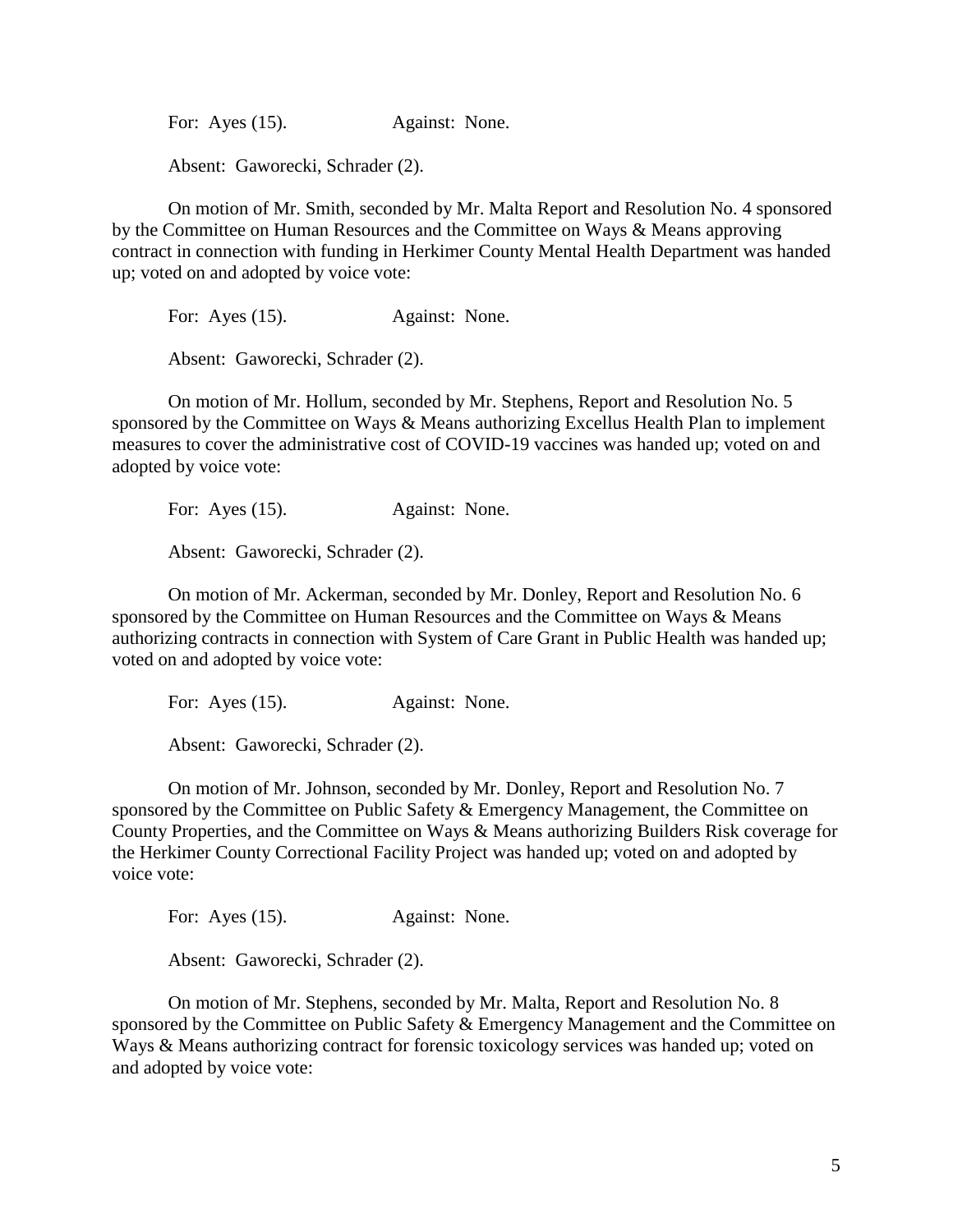For: Ayes (15). Against: None.

Absent: Gaworecki, Schrader (2).

On motion of Mr. Smith, seconded by Mr. Malta Report and Resolution No. 4 sponsored by the Committee on Human Resources and the Committee on Ways & Means approving contract in connection with funding in Herkimer County Mental Health Department was handed up; voted on and adopted by voice vote:

For: Ayes (15). Against: None.

Absent: Gaworecki, Schrader (2).

On motion of Mr. Hollum, seconded by Mr. Stephens, Report and Resolution No. 5 sponsored by the Committee on Ways & Means authorizing Excellus Health Plan to implement measures to cover the administrative cost of COVID-19 vaccines was handed up; voted on and adopted by voice vote:

For: Ayes (15). Against: None.

Absent: Gaworecki, Schrader (2).

On motion of Mr. Ackerman, seconded by Mr. Donley, Report and Resolution No. 6 sponsored by the Committee on Human Resources and the Committee on Ways & Means authorizing contracts in connection with System of Care Grant in Public Health was handed up; voted on and adopted by voice vote:

For: Ayes (15). Against: None.

Absent: Gaworecki, Schrader (2).

On motion of Mr. Johnson, seconded by Mr. Donley, Report and Resolution No. 7 sponsored by the Committee on Public Safety & Emergency Management, the Committee on County Properties, and the Committee on Ways & Means authorizing Builders Risk coverage for the Herkimer County Correctional Facility Project was handed up; voted on and adopted by voice vote:

For: Ayes (15). Against: None.

Absent: Gaworecki, Schrader (2).

On motion of Mr. Stephens, seconded by Mr. Malta, Report and Resolution No. 8 sponsored by the Committee on Public Safety & Emergency Management and the Committee on Ways & Means authorizing contract for forensic toxicology services was handed up; voted on and adopted by voice vote: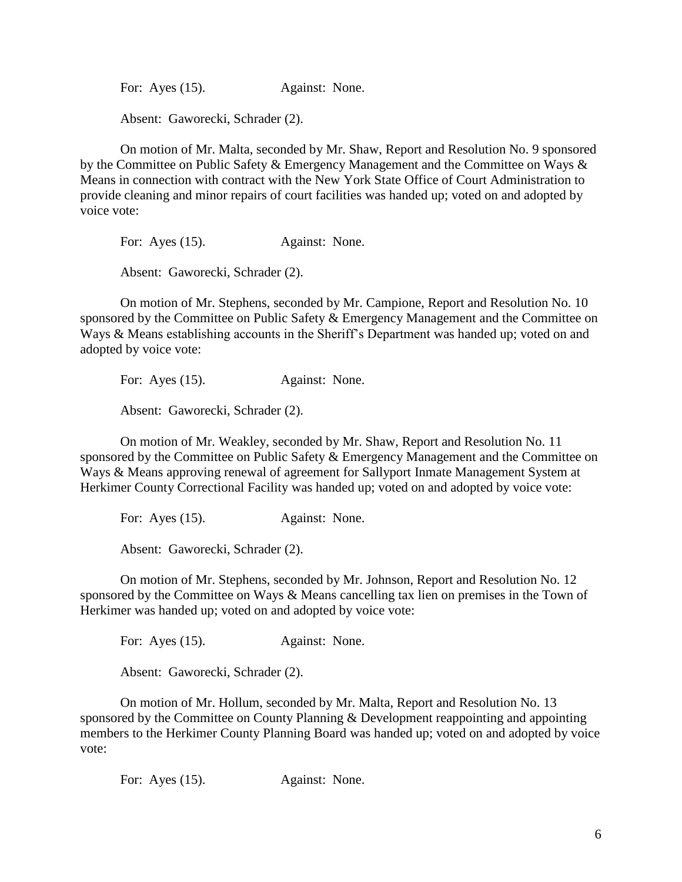For: Ayes (15). Against: None.

Absent: Gaworecki, Schrader (2).

On motion of Mr. Malta, seconded by Mr. Shaw, Report and Resolution No. 9 sponsored by the Committee on Public Safety & Emergency Management and the Committee on Ways & Means in connection with contract with the New York State Office of Court Administration to provide cleaning and minor repairs of court facilities was handed up; voted on and adopted by voice vote:

For: Ayes (15). Against: None.

Absent: Gaworecki, Schrader (2).

On motion of Mr. Stephens, seconded by Mr. Campione, Report and Resolution No. 10 sponsored by the Committee on Public Safety & Emergency Management and the Committee on Ways & Means establishing accounts in the Sheriff's Department was handed up; voted on and adopted by voice vote:

For: Ayes (15). Against: None.

Absent: Gaworecki, Schrader (2).

On motion of Mr. Weakley, seconded by Mr. Shaw, Report and Resolution No. 11 sponsored by the Committee on Public Safety & Emergency Management and the Committee on Ways & Means approving renewal of agreement for Sallyport Inmate Management System at Herkimer County Correctional Facility was handed up; voted on and adopted by voice vote:

For: Ayes (15). Against: None.

Absent: Gaworecki, Schrader (2).

On motion of Mr. Stephens, seconded by Mr. Johnson, Report and Resolution No. 12 sponsored by the Committee on Ways & Means cancelling tax lien on premises in the Town of Herkimer was handed up; voted on and adopted by voice vote:

For: Ayes (15). Against: None.

Absent: Gaworecki, Schrader (2).

On motion of Mr. Hollum, seconded by Mr. Malta, Report and Resolution No. 13 sponsored by the Committee on County Planning & Development reappointing and appointing members to the Herkimer County Planning Board was handed up; voted on and adopted by voice vote:

For: Ayes (15). Against: None.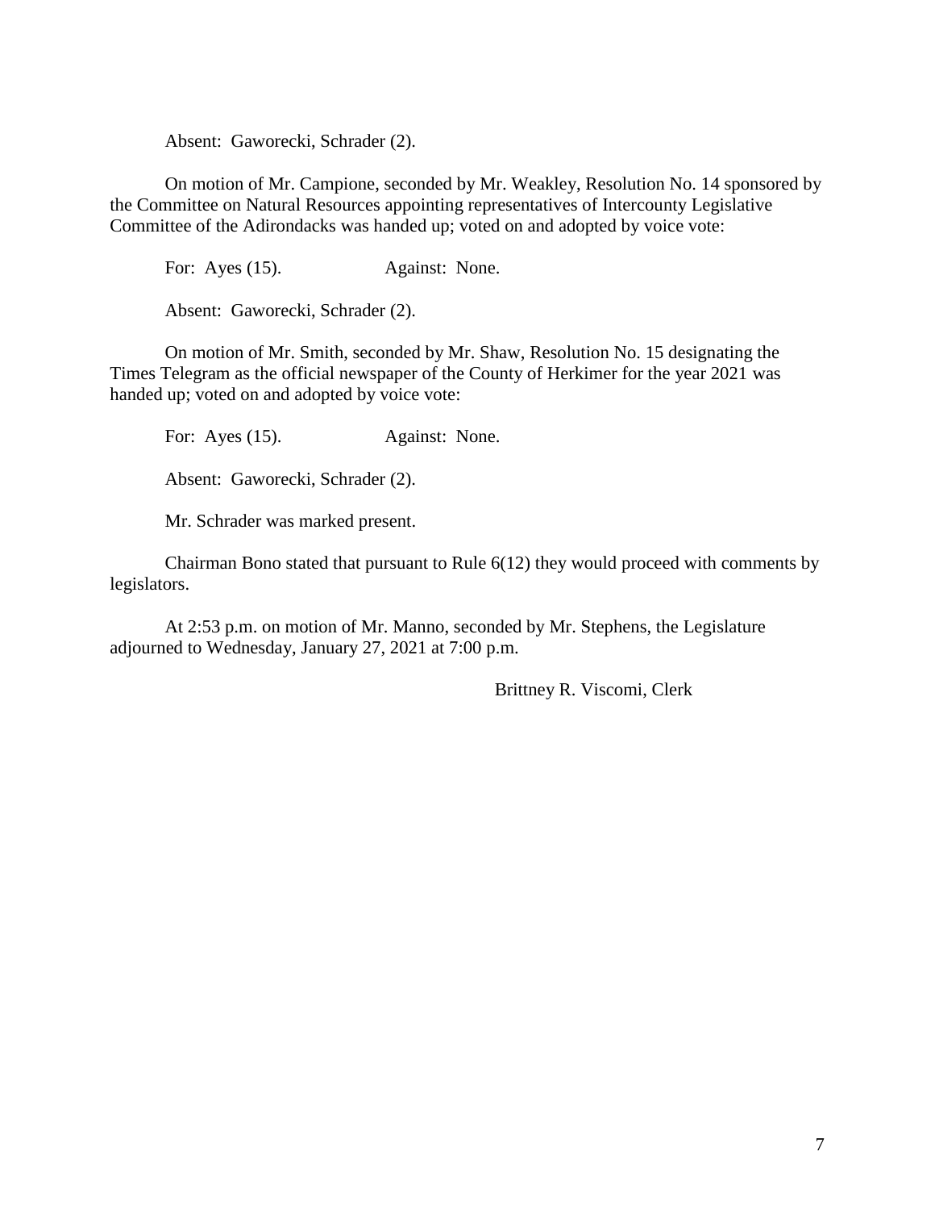Absent: Gaworecki, Schrader (2).

On motion of Mr. Campione, seconded by Mr. Weakley, Resolution No. 14 sponsored by the Committee on Natural Resources appointing representatives of Intercounty Legislative Committee of the Adirondacks was handed up; voted on and adopted by voice vote:

For: Ayes (15). Against: None.

Absent: Gaworecki, Schrader (2).

On motion of Mr. Smith, seconded by Mr. Shaw, Resolution No. 15 designating the Times Telegram as the official newspaper of the County of Herkimer for the year 2021 was handed up; voted on and adopted by voice vote:

For: Ayes (15). Against: None.

Absent: Gaworecki, Schrader (2).

Mr. Schrader was marked present.

Chairman Bono stated that pursuant to Rule 6(12) they would proceed with comments by legislators.

At 2:53 p.m. on motion of Mr. Manno, seconded by Mr. Stephens, the Legislature adjourned to Wednesday, January 27, 2021 at 7:00 p.m.

Brittney R. Viscomi, Clerk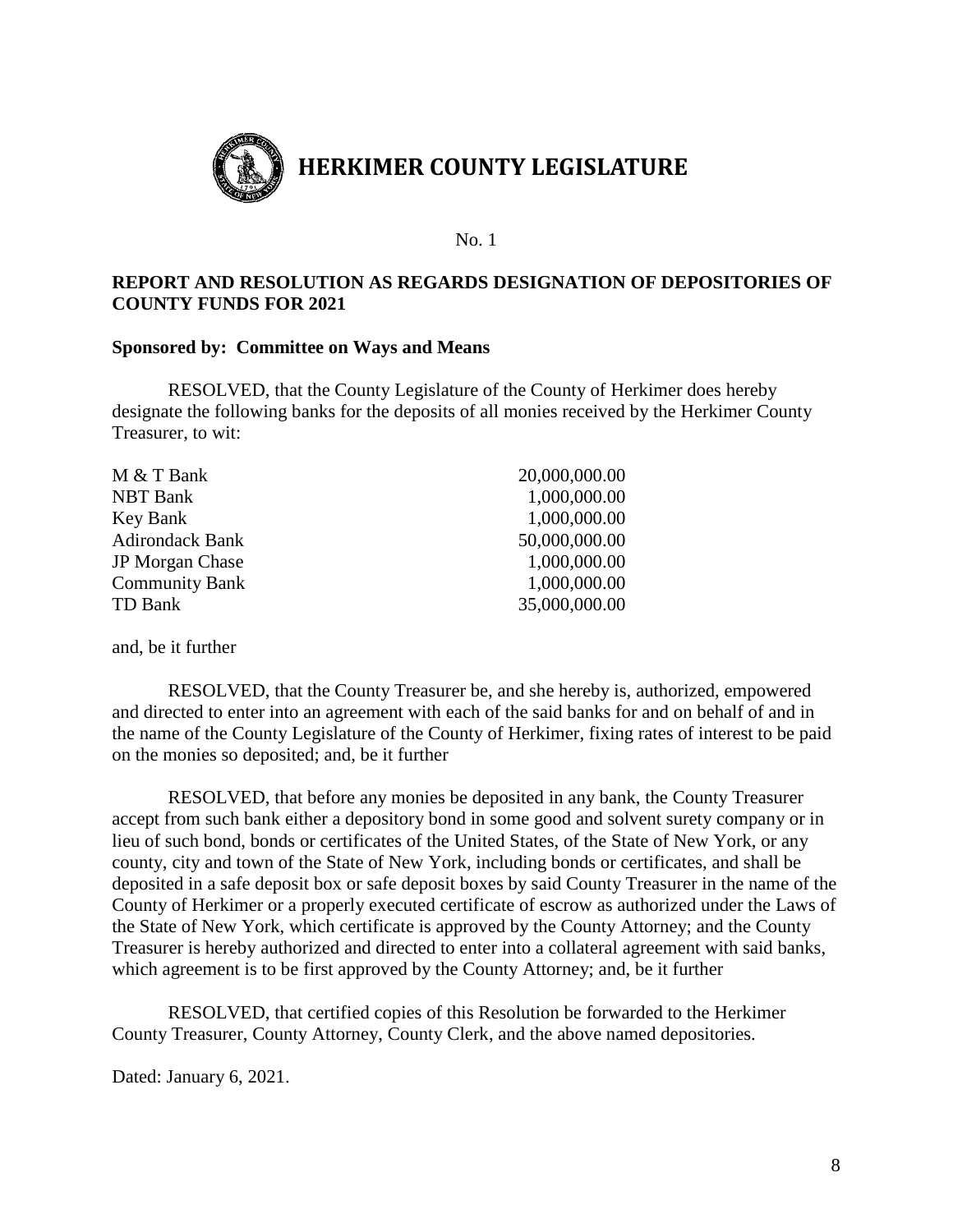# HERKIMER COUNTY LEGISLATURE

No. 1

**REPORT AND RESOLUTION AS REGARDS DESIGNATION OF DEPOSITORIES OF COUNTY FUNDS FOR 2021**

**Sponsored by: Committee on Ways and Means**

RESOLVED, that the County Legislature of the County of Herkimer does hereby designate the following banks for the deposits of all monies received by the Herkimer County Treasurer, to wit:

| | |
|---|---|
| M & T Bank | 20,000,000.00 |
| NBT Bank | 1,000,000.00 |
| Key Bank | 1,000,000.00 |
| Adirondack Bank | 50,000,000.00 |
| JP Morgan Chase | 1,000,000.00 |
| Community Bank | 1,000,000.00 |
| TD Bank | 35,000,000.00 |

and, be it further

RESOLVED, that the County Treasurer be, and she hereby is, authorized, empowered and directed to enter into an agreement with each of the said banks for and on behalf of and in the name of the County Legislature of the County of Herkimer, fixing rates of interest to be paid on the monies so deposited; and, be it further

RESOLVED, that before any monies be deposited in any bank, the County Treasurer accept from such bank either a depository bond in some good and solvent surety company or in lieu of such bond, bonds or certificates of the United States, of the State of New York, or any county, city and town of the State of New York, including bonds or certificates, and shall be deposited in a safe deposit box or safe deposit boxes by said County Treasurer in the name of the County of Herkimer or a properly executed certificate of escrow as authorized under the Laws of the State of New York, which certificate is approved by the County Attorney; and the County Treasurer is hereby authorized and directed to enter into a collateral agreement with said banks, which agreement is to be first approved by the County Attorney; and, be it further

RESOLVED, that certified copies of this Resolution be forwarded to the Herkimer County Treasurer, County Attorney, County Clerk, and the above named depositories.

Dated: January 6, 2021.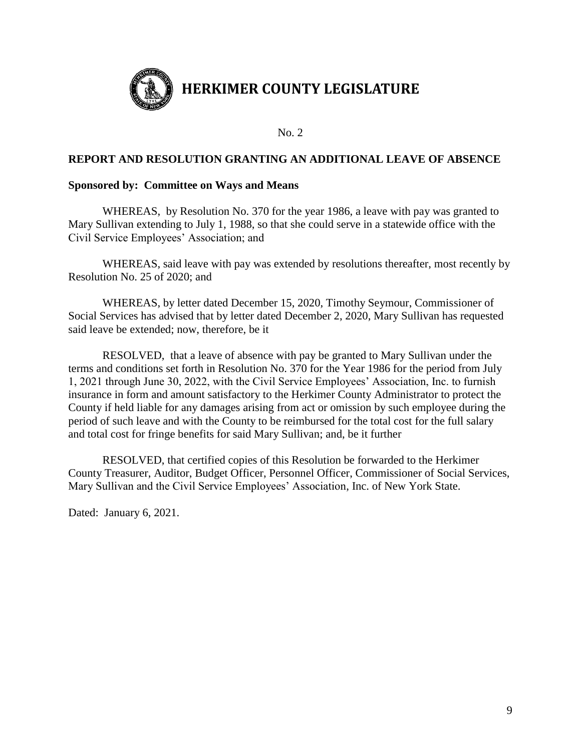# HERKIMER COUNTY LEGISLATURE

No. 2

**REPORT AND RESOLUTION GRANTING AN ADDITIONAL LEAVE OF ABSENCE**

**Sponsored by: Committee on Ways and Means**

WHEREAS, by Resolution No. 370 for the year 1986, a leave with pay was granted to Mary Sullivan extending to July 1, 1988, so that she could serve in a statewide office with the Civil Service Employees' Association; and

WHEREAS, said leave with pay was extended by resolutions thereafter, most recently by Resolution No. 25 of 2020; and

WHEREAS, by letter dated December 15, 2020, Timothy Seymour, Commissioner of Social Services has advised that by letter dated December 2, 2020, Mary Sullivan has requested said leave be extended; now, therefore, be it

RESOLVED, that a leave of absence with pay be granted to Mary Sullivan under the terms and conditions set forth in Resolution No. 370 for the Year 1986 for the period from July 1, 2021 through June 30, 2022, with the Civil Service Employees' Association, Inc. to furnish insurance in form and amount satisfactory to the Herkimer County Administrator to protect the County if held liable for any damages arising from act or omission by such employee during the period of such leave and with the County to be reimbursed for the total cost for the full salary and total cost for fringe benefits for said Mary Sullivan; and, be it further

RESOLVED, that certified copies of this Resolution be forwarded to the Herkimer County Treasurer, Auditor, Budget Officer, Personnel Officer, Commissioner of Social Services, Mary Sullivan and the Civil Service Employees' Association, Inc. of New York State.

Dated: January 6, 2021.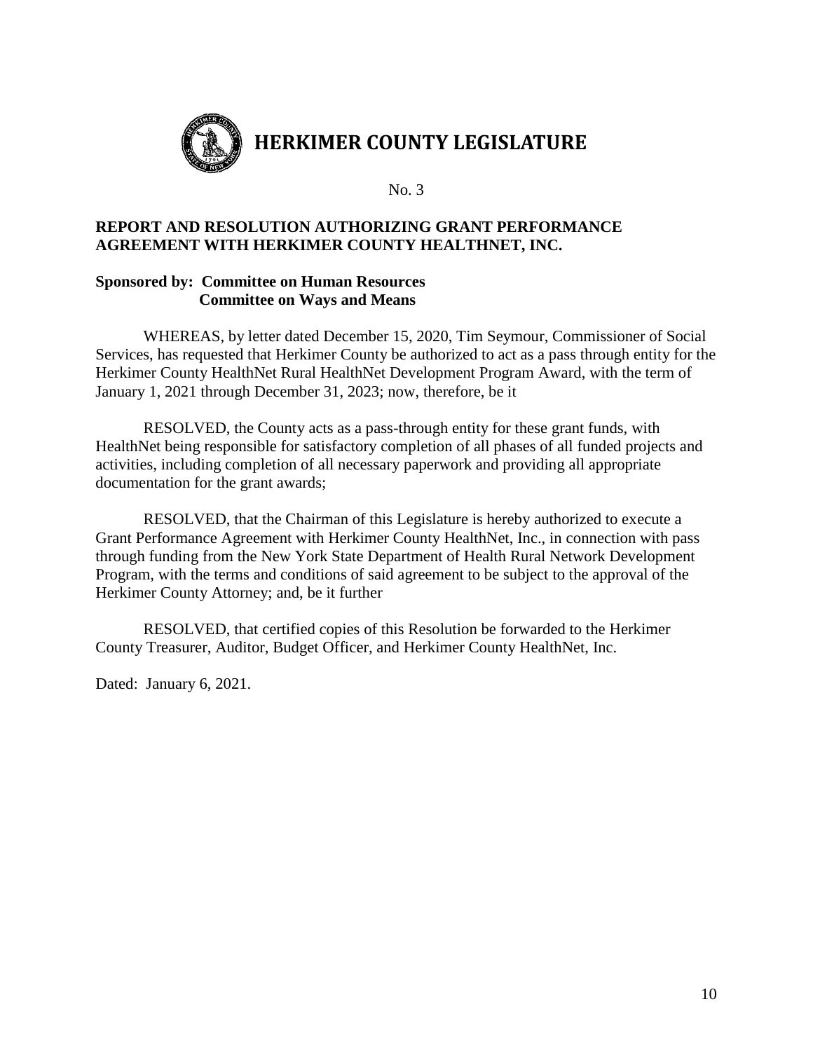# HERKIMER COUNTY LEGISLATURE

No. 3

**REPORT AND RESOLUTION AUTHORIZING GRANT PERFORMANCE AGREEMENT WITH HERKIMER COUNTY HEALTHNET, INC.**

**Sponsored by: Committee on Human Resources**
**Committee on Ways and Means**

WHEREAS, by letter dated December 15, 2020, Tim Seymour, Commissioner of Social Services, has requested that Herkimer County be authorized to act as a pass through entity for the Herkimer County HealthNet Rural HealthNet Development Program Award, with the term of January 1, 2021 through December 31, 2023; now, therefore, be it

RESOLVED, the County acts as a pass-through entity for these grant funds, with HealthNet being responsible for satisfactory completion of all phases of all funded projects and activities, including completion of all necessary paperwork and providing all appropriate documentation for the grant awards;

RESOLVED, that the Chairman of this Legislature is hereby authorized to execute a Grant Performance Agreement with Herkimer County HealthNet, Inc., in connection with pass through funding from the New York State Department of Health Rural Network Development Program, with the terms and conditions of said agreement to be subject to the approval of the Herkimer County Attorney; and, be it further

RESOLVED, that certified copies of this Resolution be forwarded to the Herkimer County Treasurer, Auditor, Budget Officer, and Herkimer County HealthNet, Inc.

Dated: January 6, 2021.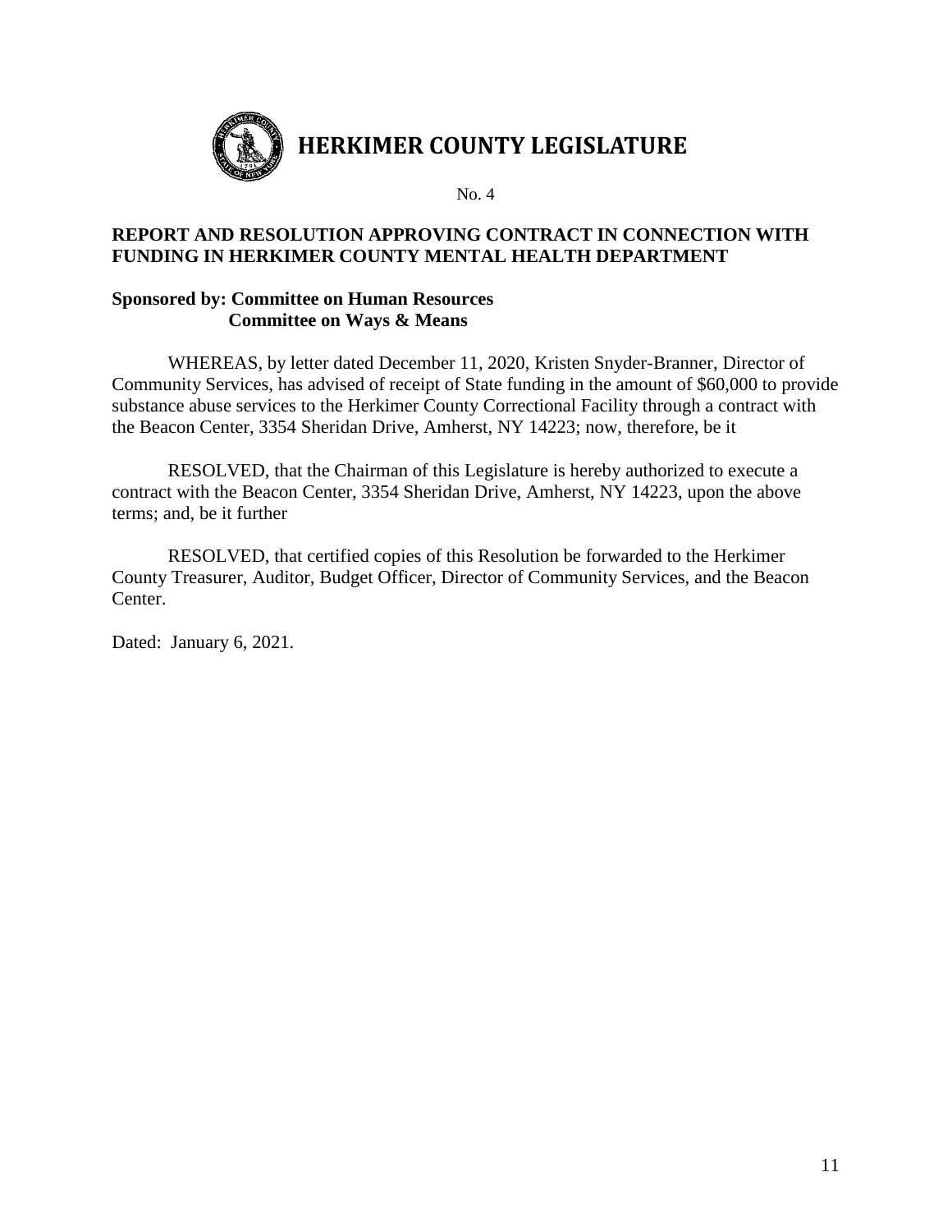# HERKIMER COUNTY LEGISLATURE

No. 4

**REPORT AND RESOLUTION APPROVING CONTRACT IN CONNECTION WITH FUNDING IN HERKIMER COUNTY MENTAL HEALTH DEPARTMENT**

**Sponsored by: Committee on Human Resources**
**Committee on Ways & Means**

WHEREAS, by letter dated December 11, 2020, Kristen Snyder-Branner, Director of Community Services, has advised of receipt of State funding in the amount of $60,000 to provide substance abuse services to the Herkimer County Correctional Facility through a contract with the Beacon Center, 3354 Sheridan Drive, Amherst, NY 14223; now, therefore, be it

RESOLVED, that the Chairman of this Legislature is hereby authorized to execute a contract with the Beacon Center, 3354 Sheridan Drive, Amherst, NY 14223, upon the above terms; and, be it further

RESOLVED, that certified copies of this Resolution be forwarded to the Herkimer County Treasurer, Auditor, Budget Officer, Director of Community Services, and the Beacon Center.

Dated: January 6, 2021.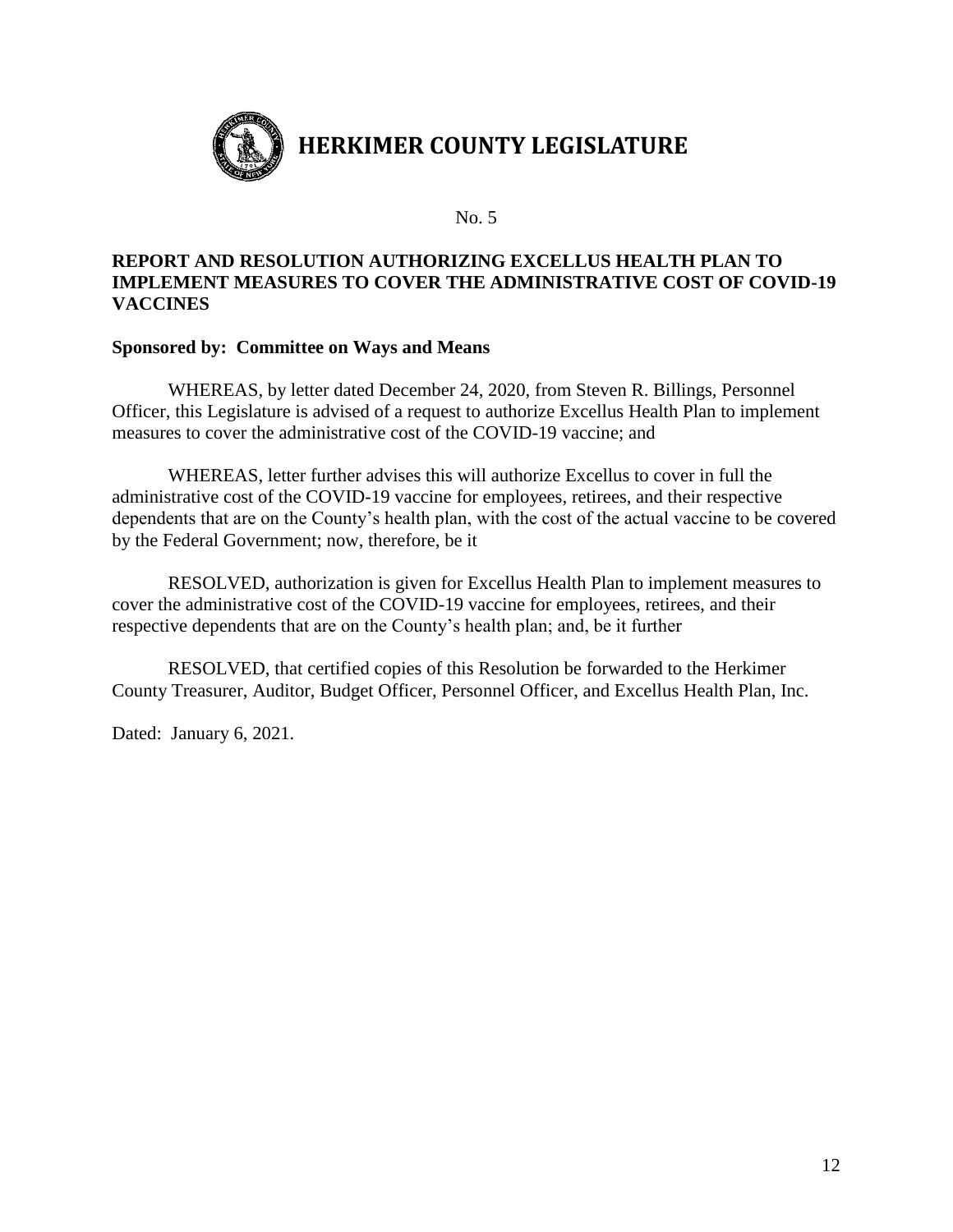# HERKIMER COUNTY LEGISLATURE

No. 5

**REPORT AND RESOLUTION AUTHORIZING EXCELLUS HEALTH PLAN TO IMPLEMENT MEASURES TO COVER THE ADMINISTRATIVE COST OF COVID-19 VACCINES**

**Sponsored by: Committee on Ways and Means**

WHEREAS, by letter dated December 24, 2020, from Steven R. Billings, Personnel Officer, this Legislature is advised of a request to authorize Excellus Health Plan to implement measures to cover the administrative cost of the COVID-19 vaccine; and

WHEREAS, letter further advises this will authorize Excellus to cover in full the administrative cost of the COVID-19 vaccine for employees, retirees, and their respective dependents that are on the County's health plan, with the cost of the actual vaccine to be covered by the Federal Government; now, therefore, be it

RESOLVED, authorization is given for Excellus Health Plan to implement measures to cover the administrative cost of the COVID-19 vaccine for employees, retirees, and their respective dependents that are on the County's health plan; and, be it further

RESOLVED, that certified copies of this Resolution be forwarded to the Herkimer County Treasurer, Auditor, Budget Officer, Personnel Officer, and Excellus Health Plan, Inc.

Dated: January 6, 2021.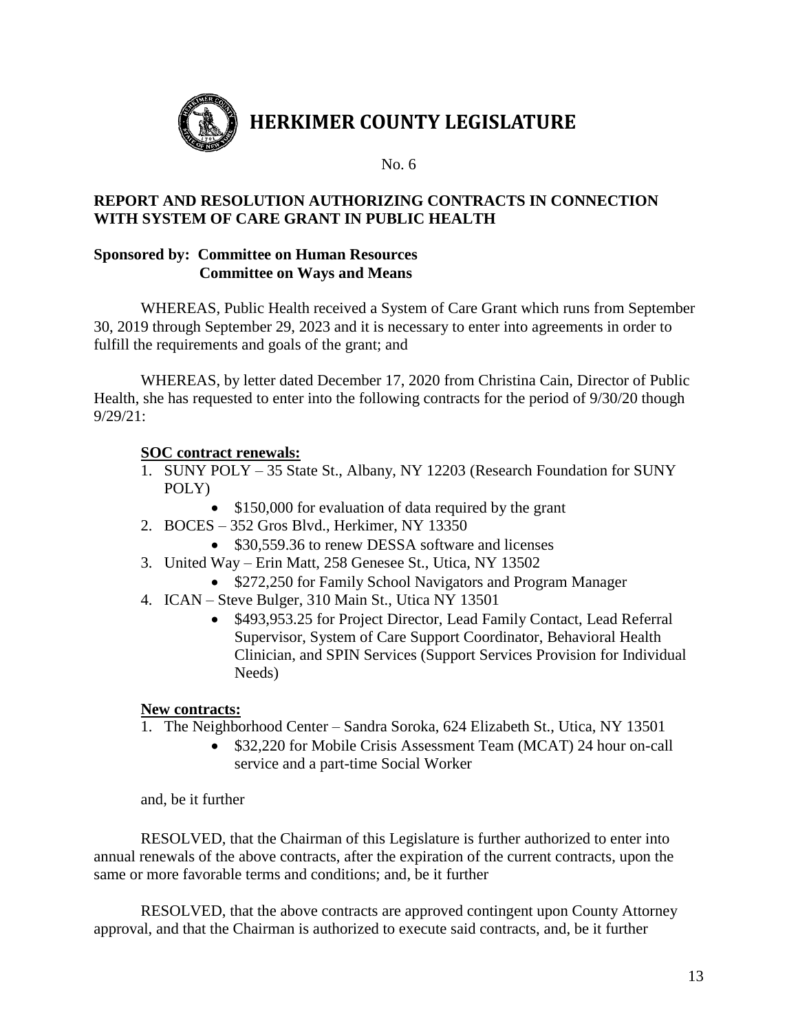# HERKIMER COUNTY LEGISLATURE

No. 6

**REPORT AND RESOLUTION AUTHORIZING CONTRACTS IN CONNECTION WITH SYSTEM OF CARE GRANT IN PUBLIC HEALTH**

**Sponsored by: Committee on Human Resources**
**Committee on Ways and Means**

WHEREAS, Public Health received a System of Care Grant which runs from September 30, 2019 through September 29, 2023 and it is necessary to enter into agreements in order to fulfill the requirements and goals of the grant; and

WHEREAS, by letter dated December 17, 2020 from Christina Cain, Director of Public Health, she has requested to enter into the following contracts for the period of 9/30/20 though 9/29/21:

**SOC contract renewals:**

1. SUNY POLY – 35 State St., Albany, NY 12203 (Research Foundation for SUNY POLY)
   - $150,000 for evaluation of data required by the grant
2. BOCES – 352 Gros Blvd., Herkimer, NY 13350
   - $30,559.36 to renew DESSA software and licenses
3. United Way – Erin Matt, 258 Genesee St., Utica, NY 13502
   - $272,250 for Family School Navigators and Program Manager
4. ICAN – Steve Bulger, 310 Main St., Utica NY 13501
   - $493,953.25 for Project Director, Lead Family Contact, Lead Referral Supervisor, System of Care Support Coordinator, Behavioral Health Clinician, and SPIN Services (Support Services Provision for Individual Needs)

**New contracts:**

1. The Neighborhood Center – Sandra Soroka, 624 Elizabeth St., Utica, NY 13501
   - $32,220 for Mobile Crisis Assessment Team (MCAT) 24 hour on-call service and a part-time Social Worker

and, be it further

RESOLVED, that the Chairman of this Legislature is further authorized to enter into annual renewals of the above contracts, after the expiration of the current contracts, upon the same or more favorable terms and conditions; and, be it further

RESOLVED, that the above contracts are approved contingent upon County Attorney approval, and that the Chairman is authorized to execute said contracts, and, be it further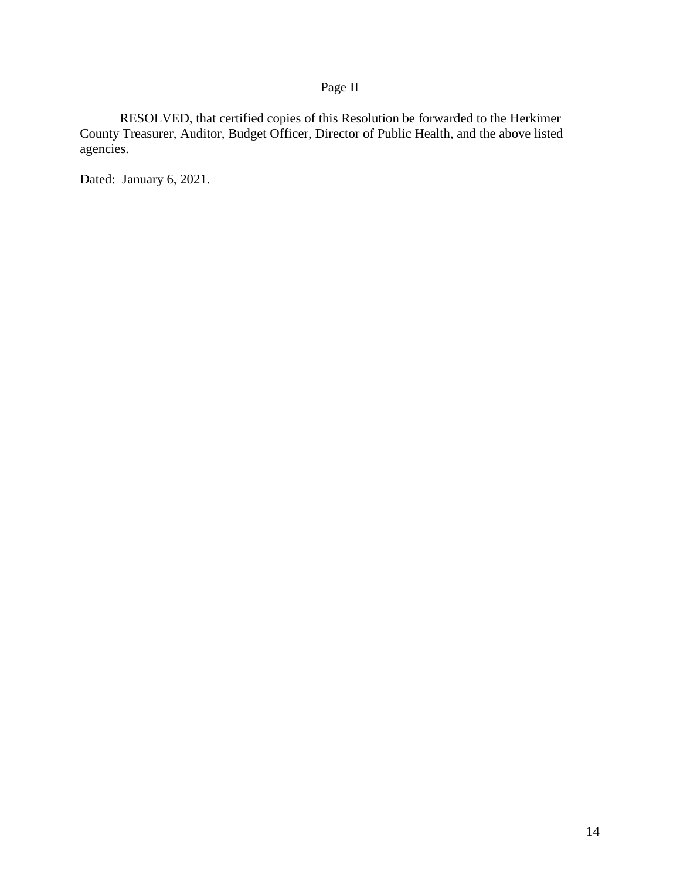Page II

RESOLVED, that certified copies of this Resolution be forwarded to the Herkimer County Treasurer, Auditor, Budget Officer, Director of Public Health, and the above listed agencies.

Dated: January 6, 2021.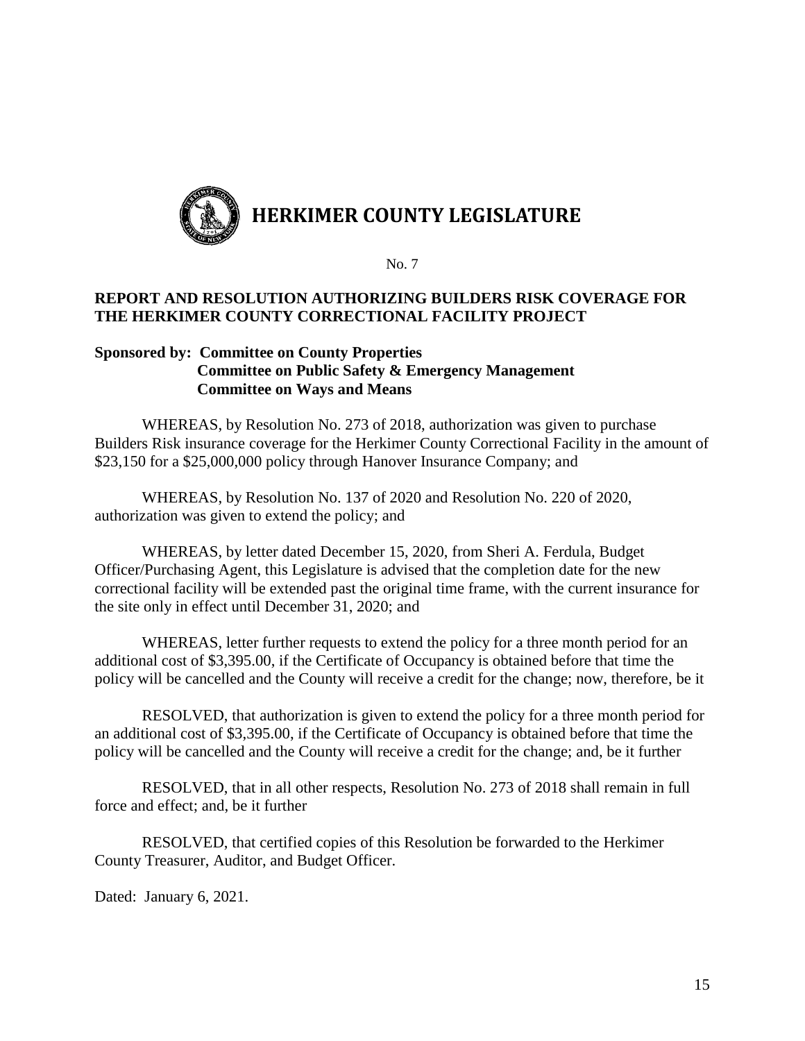# HERKIMER COUNTY LEGISLATURE

No. 7

**REPORT AND RESOLUTION AUTHORIZING BUILDERS RISK COVERAGE FOR THE HERKIMER COUNTY CORRECTIONAL FACILITY PROJECT**

**Sponsored by: Committee on County Properties**
**Committee on Public Safety & Emergency Management**
**Committee on Ways and Means**

WHEREAS, by Resolution No. 273 of 2018, authorization was given to purchase Builders Risk insurance coverage for the Herkimer County Correctional Facility in the amount of $23,150 for a $25,000,000 policy through Hanover Insurance Company; and

WHEREAS, by Resolution No. 137 of 2020 and Resolution No. 220 of 2020, authorization was given to extend the policy; and

WHEREAS, by letter dated December 15, 2020, from Sheri A. Ferdula, Budget Officer/Purchasing Agent, this Legislature is advised that the completion date for the new correctional facility will be extended past the original time frame, with the current insurance for the site only in effect until December 31, 2020; and

WHEREAS, letter further requests to extend the policy for a three month period for an additional cost of $3,395.00, if the Certificate of Occupancy is obtained before that time the policy will be cancelled and the County will receive a credit for the change; now, therefore, be it

RESOLVED, that authorization is given to extend the policy for a three month period for an additional cost of $3,395.00, if the Certificate of Occupancy is obtained before that time the policy will be cancelled and the County will receive a credit for the change; and, be it further

RESOLVED, that in all other respects, Resolution No. 273 of 2018 shall remain in full force and effect; and, be it further

RESOLVED, that certified copies of this Resolution be forwarded to the Herkimer County Treasurer, Auditor, and Budget Officer.

Dated: January 6, 2021.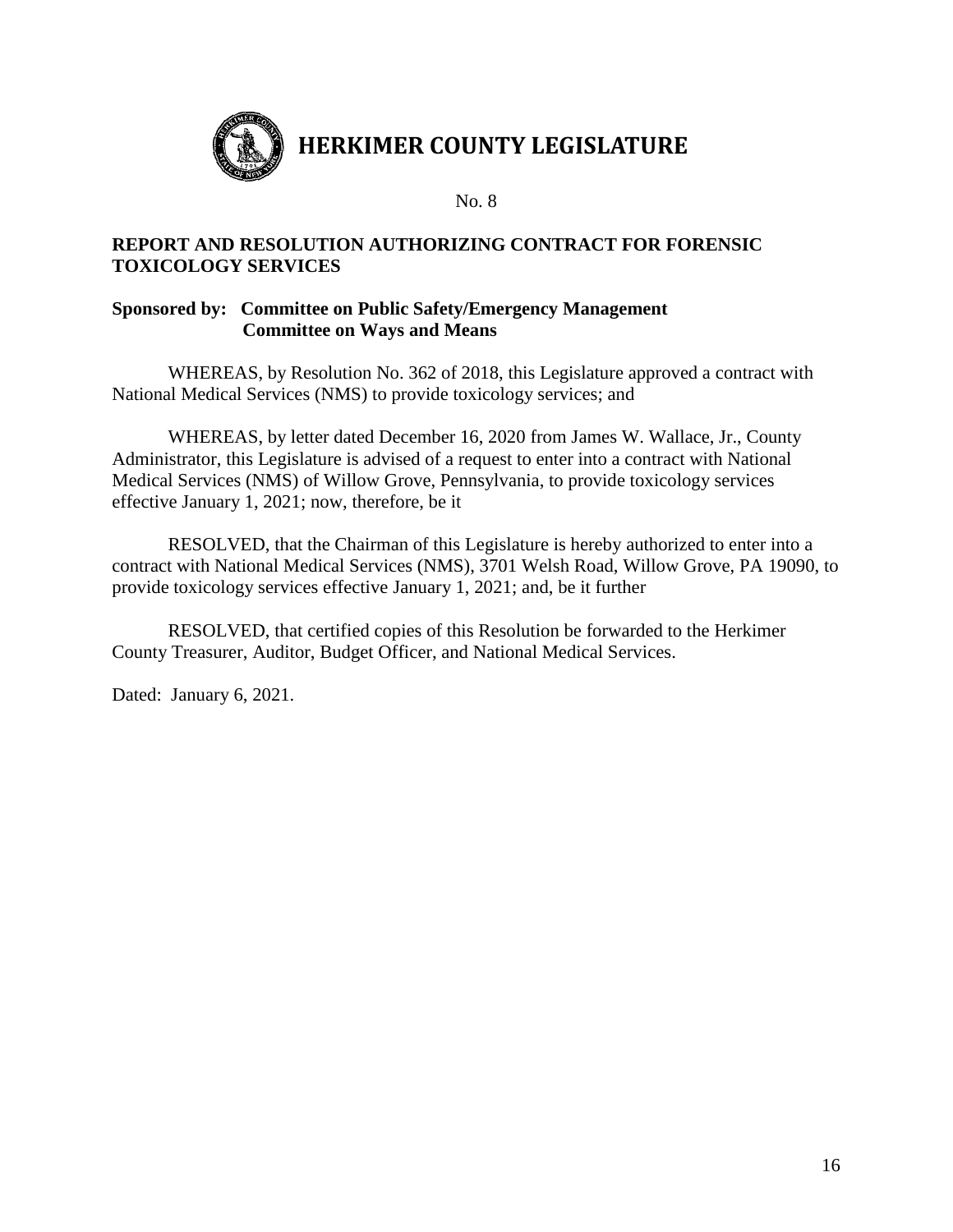# HERKIMER COUNTY LEGISLATURE

No. 8

**REPORT AND RESOLUTION AUTHORIZING CONTRACT FOR FORENSIC TOXICOLOGY SERVICES**

**Sponsored by: Committee on Public Safety/Emergency Management**
**Committee on Ways and Means**

WHEREAS, by Resolution No. 362 of 2018, this Legislature approved a contract with National Medical Services (NMS) to provide toxicology services; and

WHEREAS, by letter dated December 16, 2020 from James W. Wallace, Jr., County Administrator, this Legislature is advised of a request to enter into a contract with National Medical Services (NMS) of Willow Grove, Pennsylvania, to provide toxicology services effective January 1, 2021; now, therefore, be it

RESOLVED, that the Chairman of this Legislature is hereby authorized to enter into a contract with National Medical Services (NMS), 3701 Welsh Road, Willow Grove, PA 19090, to provide toxicology services effective January 1, 2021; and, be it further

RESOLVED, that certified copies of this Resolution be forwarded to the Herkimer County Treasurer, Auditor, Budget Officer, and National Medical Services.

Dated: January 6, 2021.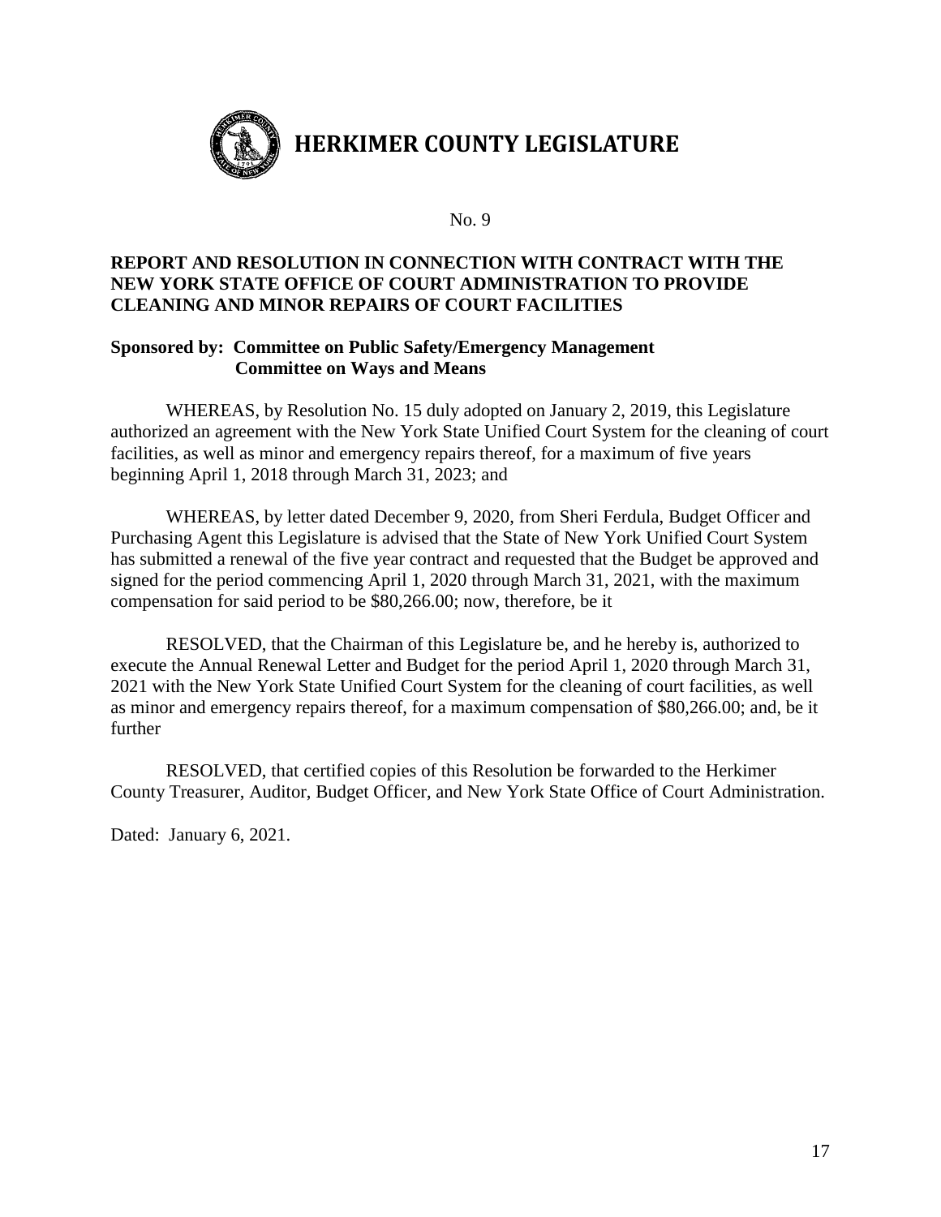# HERKIMER COUNTY LEGISLATURE

No. 9

**REPORT AND RESOLUTION IN CONNECTION WITH CONTRACT WITH THE NEW YORK STATE OFFICE OF COURT ADMINISTRATION TO PROVIDE CLEANING AND MINOR REPAIRS OF COURT FACILITIES**

**Sponsored by: Committee on Public Safety/Emergency Management**
**Committee on Ways and Means**

WHEREAS, by Resolution No. 15 duly adopted on January 2, 2019, this Legislature authorized an agreement with the New York State Unified Court System for the cleaning of court facilities, as well as minor and emergency repairs thereof, for a maximum of five years beginning April 1, 2018 through March 31, 2023; and

WHEREAS, by letter dated December 9, 2020, from Sheri Ferdula, Budget Officer and Purchasing Agent this Legislature is advised that the State of New York Unified Court System has submitted a renewal of the five year contract and requested that the Budget be approved and signed for the period commencing April 1, 2020 through March 31, 2021, with the maximum compensation for said period to be $80,266.00; now, therefore, be it

RESOLVED, that the Chairman of this Legislature be, and he hereby is, authorized to execute the Annual Renewal Letter and Budget for the period April 1, 2020 through March 31, 2021 with the New York State Unified Court System for the cleaning of court facilities, as well as minor and emergency repairs thereof, for a maximum compensation of $80,266.00; and, be it further

RESOLVED, that certified copies of this Resolution be forwarded to the Herkimer County Treasurer, Auditor, Budget Officer, and New York State Office of Court Administration.

Dated: January 6, 2021.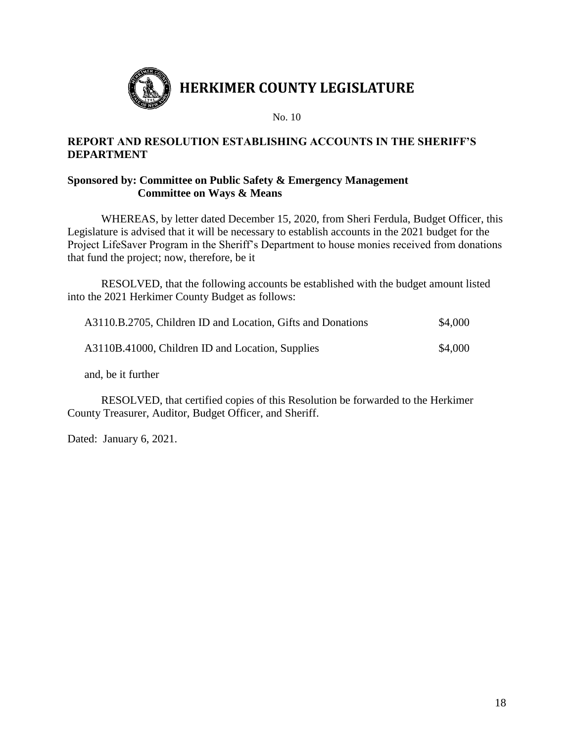# HERKIMER COUNTY LEGISLATURE

No. 10

## REPORT AND RESOLUTION ESTABLISHING ACCOUNTS IN THE SHERIFF'S DEPARTMENT

**Sponsored by: Committee on Public Safety & Emergency Management**
**Committee on Ways & Means**

WHEREAS, by letter dated December 15, 2020, from Sheri Ferdula, Budget Officer, this Legislature is advised that it will be necessary to establish accounts in the 2021 budget for the Project LifeSaver Program in the Sheriff's Department to house monies received from donations that fund the project; now, therefore, be it

RESOLVED, that the following accounts be established with the budget amount listed into the 2021 Herkimer County Budget as follows:

| | |
|---|---|
| A3110.B.2705, Children ID and Location, Gifts and Donations | \$4,000 |
| A3110B.41000, Children ID and Location, Supplies | \$4,000 |

and, be it further

RESOLVED, that certified copies of this Resolution be forwarded to the Herkimer County Treasurer, Auditor, Budget Officer, and Sheriff.

Dated: January 6, 2021.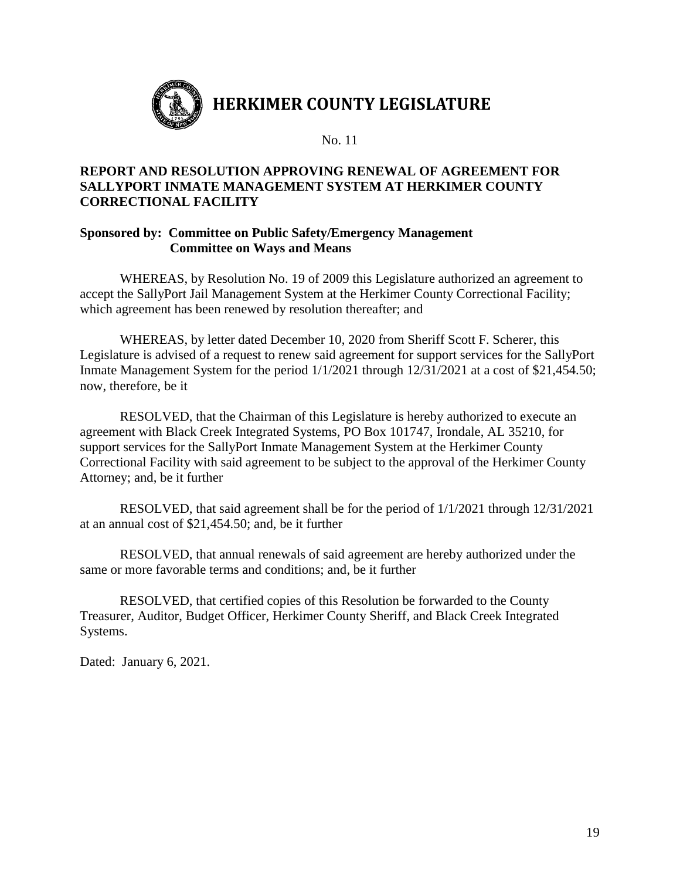# HERKIMER COUNTY LEGISLATURE

No. 11

**REPORT AND RESOLUTION APPROVING RENEWAL OF AGREEMENT FOR SALLYPORT INMATE MANAGEMENT SYSTEM AT HERKIMER COUNTY CORRECTIONAL FACILITY**

**Sponsored by: Committee on Public Safety/Emergency Management**
**Committee on Ways and Means**

WHEREAS, by Resolution No. 19 of 2009 this Legislature authorized an agreement to accept the SallyPort Jail Management System at the Herkimer County Correctional Facility; which agreement has been renewed by resolution thereafter; and

WHEREAS, by letter dated December 10, 2020 from Sheriff Scott F. Scherer, this Legislature is advised of a request to renew said agreement for support services for the SallyPort Inmate Management System for the period 1/1/2021 through 12/31/2021 at a cost of $21,454.50; now, therefore, be it

RESOLVED, that the Chairman of this Legislature is hereby authorized to execute an agreement with Black Creek Integrated Systems, PO Box 101747, Irondale, AL 35210, for support services for the SallyPort Inmate Management System at the Herkimer County Correctional Facility with said agreement to be subject to the approval of the Herkimer County Attorney; and, be it further

RESOLVED, that said agreement shall be for the period of 1/1/2021 through 12/31/2021 at an annual cost of $21,454.50; and, be it further

RESOLVED, that annual renewals of said agreement are hereby authorized under the same or more favorable terms and conditions; and, be it further

RESOLVED, that certified copies of this Resolution be forwarded to the County Treasurer, Auditor, Budget Officer, Herkimer County Sheriff, and Black Creek Integrated Systems.

Dated: January 6, 2021.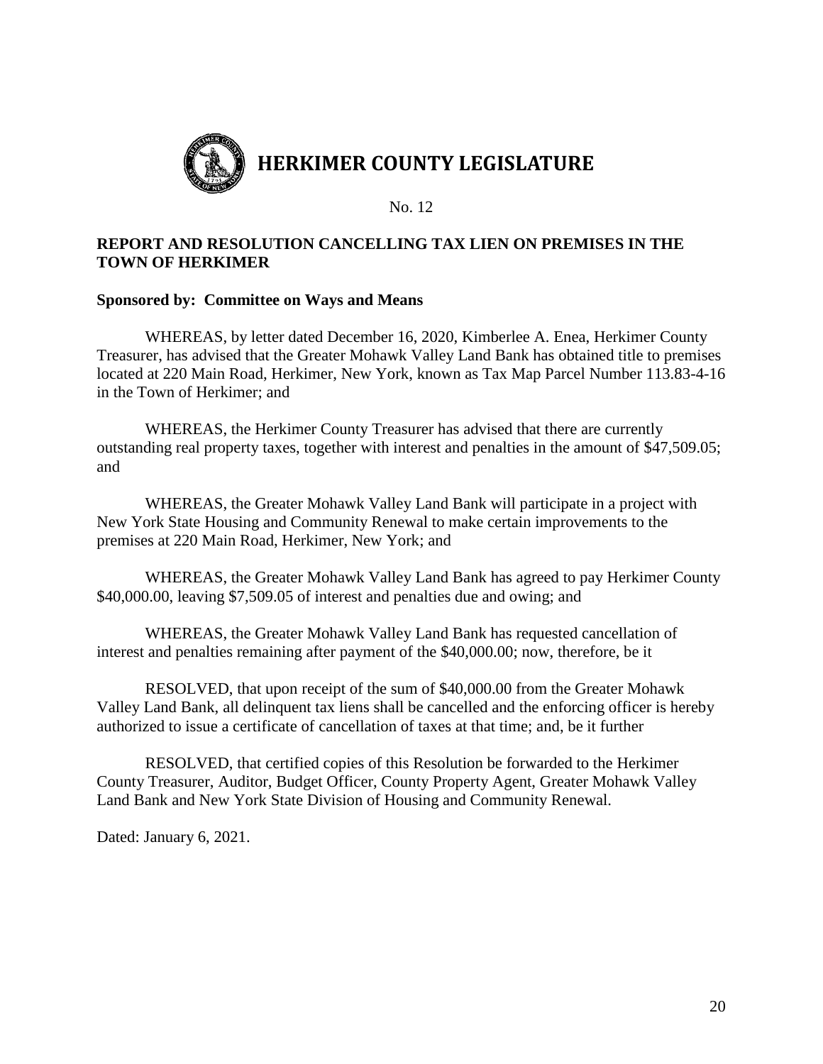# HERKIMER COUNTY LEGISLATURE

No. 12

**REPORT AND RESOLUTION CANCELLING TAX LIEN ON PREMISES IN THE TOWN OF HERKIMER**

**Sponsored by: Committee on Ways and Means**

WHEREAS, by letter dated December 16, 2020, Kimberlee A. Enea, Herkimer County Treasurer, has advised that the Greater Mohawk Valley Land Bank has obtained title to premises located at 220 Main Road, Herkimer, New York, known as Tax Map Parcel Number 113.83-4-16 in the Town of Herkimer; and

WHEREAS, the Herkimer County Treasurer has advised that there are currently outstanding real property taxes, together with interest and penalties in the amount of $47,509.05; and

WHEREAS, the Greater Mohawk Valley Land Bank will participate in a project with New York State Housing and Community Renewal to make certain improvements to the premises at 220 Main Road, Herkimer, New York; and

WHEREAS, the Greater Mohawk Valley Land Bank has agreed to pay Herkimer County $40,000.00, leaving $7,509.05 of interest and penalties due and owing; and

WHEREAS, the Greater Mohawk Valley Land Bank has requested cancellation of interest and penalties remaining after payment of the $40,000.00; now, therefore, be it

RESOLVED, that upon receipt of the sum of $40,000.00 from the Greater Mohawk Valley Land Bank, all delinquent tax liens shall be cancelled and the enforcing officer is hereby authorized to issue a certificate of cancellation of taxes at that time; and, be it further

RESOLVED, that certified copies of this Resolution be forwarded to the Herkimer County Treasurer, Auditor, Budget Officer, County Property Agent, Greater Mohawk Valley Land Bank and New York State Division of Housing and Community Renewal.

Dated: January 6, 2021.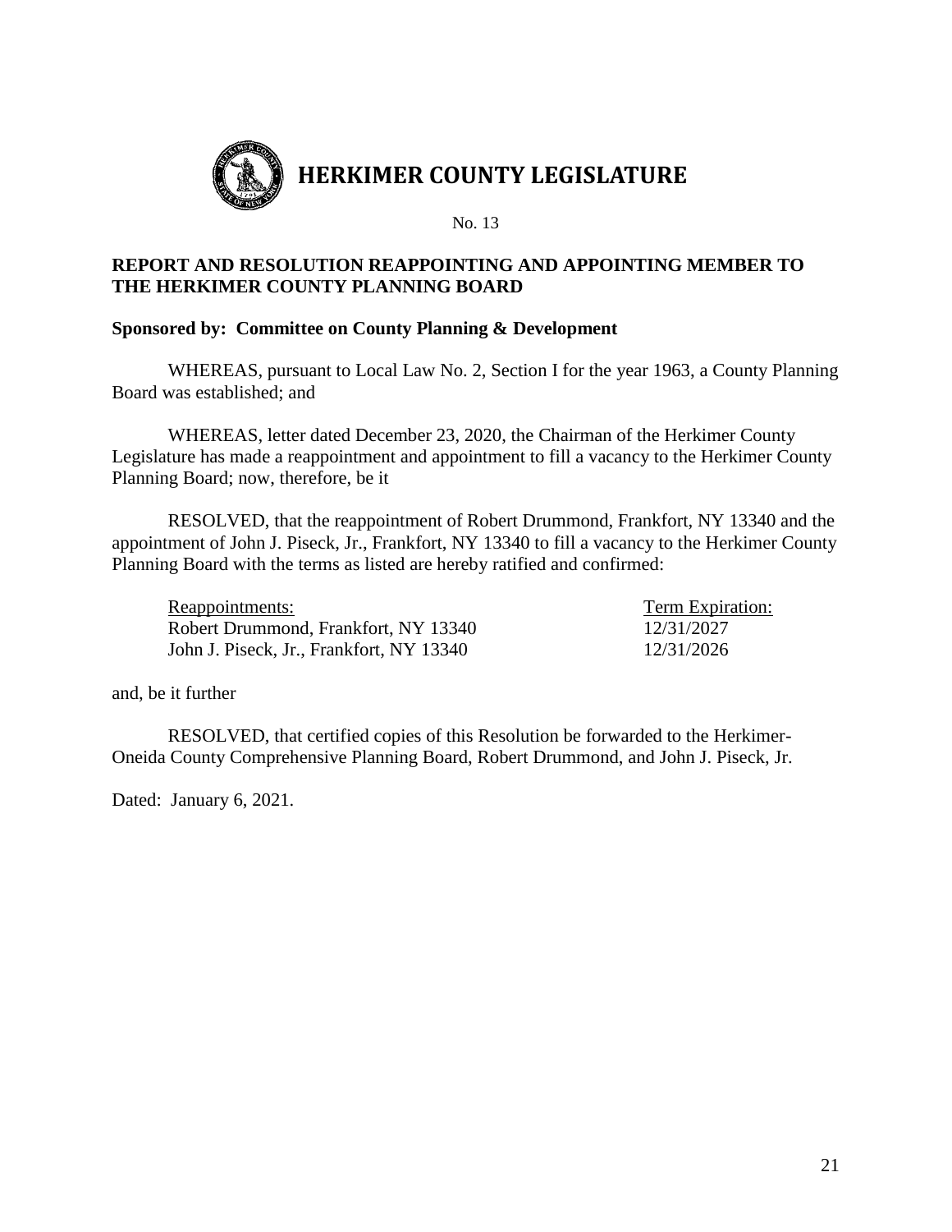# HERKIMER COUNTY LEGISLATURE

No. 13

**REPORT AND RESOLUTION REAPPOINTING AND APPOINTING MEMBER TO THE HERKIMER COUNTY PLANNING BOARD**

**Sponsored by: Committee on County Planning & Development**

WHEREAS, pursuant to Local Law No. 2, Section I for the year 1963, a County Planning Board was established; and

WHEREAS, letter dated December 23, 2020, the Chairman of the Herkimer County Legislature has made a reappointment and appointment to fill a vacancy to the Herkimer County Planning Board; now, therefore, be it

RESOLVED, that the reappointment of Robert Drummond, Frankfort, NY 13340 and the appointment of John J. Piseck, Jr., Frankfort, NY 13340 to fill a vacancy to the Herkimer County Planning Board with the terms as listed are hereby ratified and confirmed:

| Reappointments: | Term Expiration: |
|---|---|
| Robert Drummond, Frankfort, NY 13340 | 12/31/2027 |
| John J. Piseck, Jr., Frankfort, NY 13340 | 12/31/2026 |

and, be it further

RESOLVED, that certified copies of this Resolution be forwarded to the Herkimer-Oneida County Comprehensive Planning Board, Robert Drummond, and John J. Piseck, Jr.

Dated: January 6, 2021.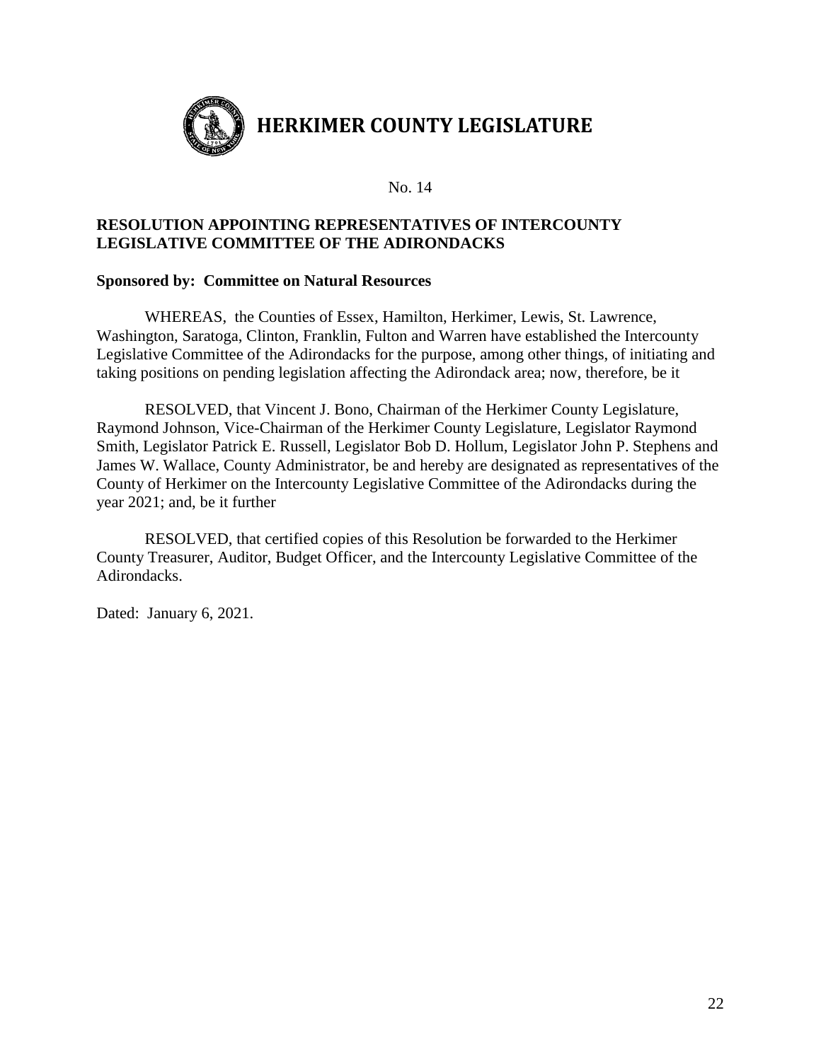# HERKIMER COUNTY LEGISLATURE

No. 14

**RESOLUTION APPOINTING REPRESENTATIVES OF INTERCOUNTY LEGISLATIVE COMMITTEE OF THE ADIRONDACKS**

**Sponsored by: Committee on Natural Resources**

WHEREAS, the Counties of Essex, Hamilton, Herkimer, Lewis, St. Lawrence, Washington, Saratoga, Clinton, Franklin, Fulton and Warren have established the Intercounty Legislative Committee of the Adirondacks for the purpose, among other things, of initiating and taking positions on pending legislation affecting the Adirondack area; now, therefore, be it

RESOLVED, that Vincent J. Bono, Chairman of the Herkimer County Legislature, Raymond Johnson, Vice-Chairman of the Herkimer County Legislature, Legislator Raymond Smith, Legislator Patrick E. Russell, Legislator Bob D. Hollum, Legislator John P. Stephens and James W. Wallace, County Administrator, be and hereby are designated as representatives of the County of Herkimer on the Intercounty Legislative Committee of the Adirondacks during the year 2021; and, be it further

RESOLVED, that certified copies of this Resolution be forwarded to the Herkimer County Treasurer, Auditor, Budget Officer, and the Intercounty Legislative Committee of the Adirondacks.

Dated: January 6, 2021.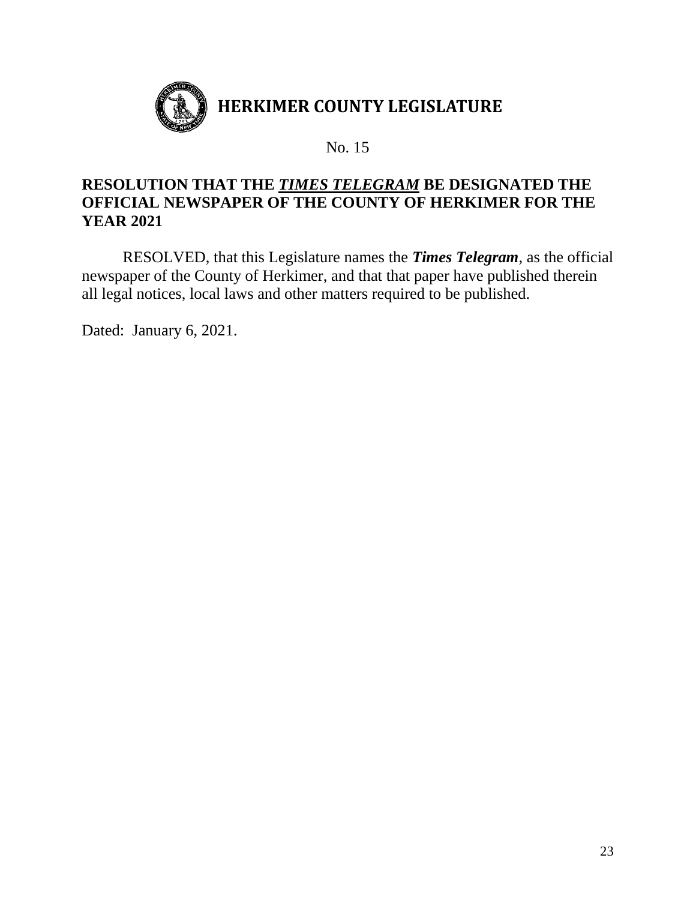# HERKIMER COUNTY LEGISLATURE

No. 15

**RESOLUTION THAT THE *TIMES TELEGRAM* BE DESIGNATED THE OFFICIAL NEWSPAPER OF THE COUNTY OF HERKIMER FOR THE YEAR 2021**

RESOLVED, that this Legislature names the ***Times Telegram***, as the official newspaper of the County of Herkimer, and that that paper have published therein all legal notices, local laws and other matters required to be published.

Dated: January 6, 2021.